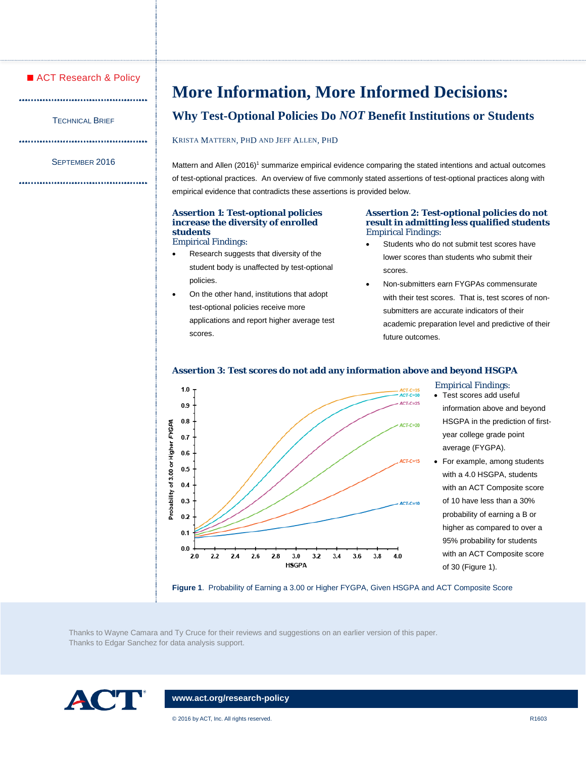ACT Research & Policy

TECHNICAL BRIEF

SEPTEMBER 2016

# More Information, More Informed Decisions:

## Why Test-Optional Policies Do *NOT* Benefit Institutions or Students

KRISTA MATTERN, PHD AND JEFF ALLEN, PHD

Mattern and Allen (2016)[1] summarize empirical evidence comparing the stated intentions and actual outcomes of test-optional practices. An overview of five commonly stated assertions of test-optional practices along with empirical evidence that contradicts these assertions is provided below.

### Assertion 1: Test-optional policies increase the diversity of enrolled students

Empirical Findings:

- Research suggests that diversity of the student body is unaffected by test-optional policies.
- On the other hand, institutions that adopt test-optional policies receive more applications and report higher average test scores.

### Assertion 2: Test-optional policies do not result in admitting less qualified students

Empirical Findings:

- Students who do not submit test scores have lower scores than students who submit their scores.
- Non-submitters earn FYGPAs commensurate with their test scores. That is, test scores of non-submitters are accurate indicators of their academic preparation level and predictive of their future outcomes.

### Assertion 3: Test scores do not add any information above and beyond HSGPA

Empirical Findings:

- Test scores add useful information above and beyond HSGPA in the prediction of first-year college grade point average (FYGPA).
- For example, among students with a 4.0 HSGPA, students with an ACT Composite score of 10 have less than a 30% probability of earning a B or higher as compared to over a 95% probability for students with an ACT Composite score of 30 (Figure 1).

**Figure 1**. Probability of Earning a 3.00 or Higher FYGPA, Given HSGPA and ACT Composite Score

Thanks to Wayne Camara and Ty Cruce for their reviews and suggestions on an earlier version of this paper.
Thanks to Edgar Sanchez for data analysis support.

www.act.org/research-policy

© 2016 by ACT, Inc. All rights reserved.

R1603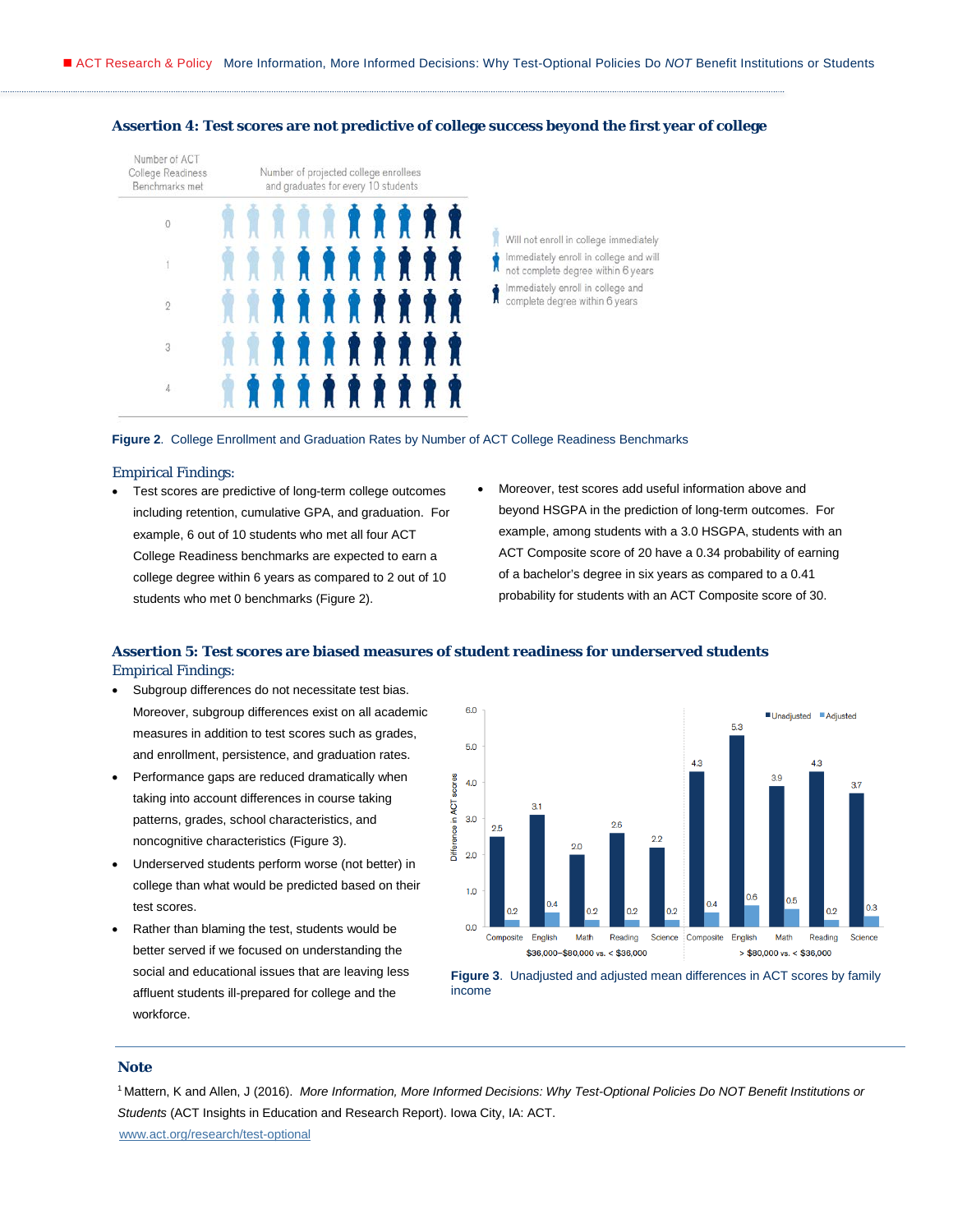## Assertion 4: Test scores are not predictive of college success beyond the first year of college

Number of ACT College Readiness Benchmarks met

Number of projected college enrollees and graduates for every 10 students

0

1

2

3

4

Will not enroll in college immediately

Immediately enroll in college and will not complete degree within 6 years

Immediately enroll in college and complete degree within 6 years

**Figure 2**. College Enrollment and Graduation Rates by Number of ACT College Readiness Benchmarks

### Empirical Findings:

- Test scores are predictive of long-term college outcomes including retention, cumulative GPA, and graduation. For example, 6 out of 10 students who met all four ACT College Readiness benchmarks are expected to earn a college degree within 6 years as compared to 2 out of 10 students who met 0 benchmarks (Figure 2).
- Moreover, test scores add useful information above and beyond HSGPA in the prediction of long-term outcomes. For example, among students with a 3.0 HSGPA, students with an ACT Composite score of 20 have a 0.34 probability of earning of a bachelor's degree in six years as compared to a 0.41 probability for students with an ACT Composite score of 30.

## Assertion 5: Test scores are biased measures of student readiness for underserved students

### Empirical Findings:

- Subgroup differences do not necessitate test bias. Moreover, subgroup differences exist on all academic measures in addition to test scores such as grades, and enrollment, persistence, and graduation rates.
- Performance gaps are reduced dramatically when taking into account differences in course taking patterns, grades, school characteristics, and noncognitive characteristics (Figure 3).
- Underserved students perform worse (not better) in college than what would be predicted based on their test scores.
- Rather than blaming the test, students would be better served if we focused on understanding the social and educational issues that are leaving less affluent students ill-prepared for college and the workforce.

Unadjusted Adjusted

Difference in ACT scores

6.0
5.0
4.0
3.0
2.0
1.0
0.0

2.5 0.2 3.1 0.4 2.0 0.2 2.6 0.2 2.2 0.2 4.3 0.4 5.3 0.6 3.9 0.5 4.3 0.2 3.7 0.3

Composite English Math Reading Science Composite English Math Reading Science

$36,000–$80,000 vs. < $36,000

> $80,000 vs. < $36,000

**Figure 3**. Unadjusted and adjusted mean differences in ACT scores by family income

### Note

[1] Mattern, K and Allen, J (2016). *More Information, More Informed Decisions: Why Test-Optional Policies Do NOT Benefit Institutions or Students* (ACT Insights in Education and Research Report). Iowa City, IA: ACT.
www.act.org/research/test-optional